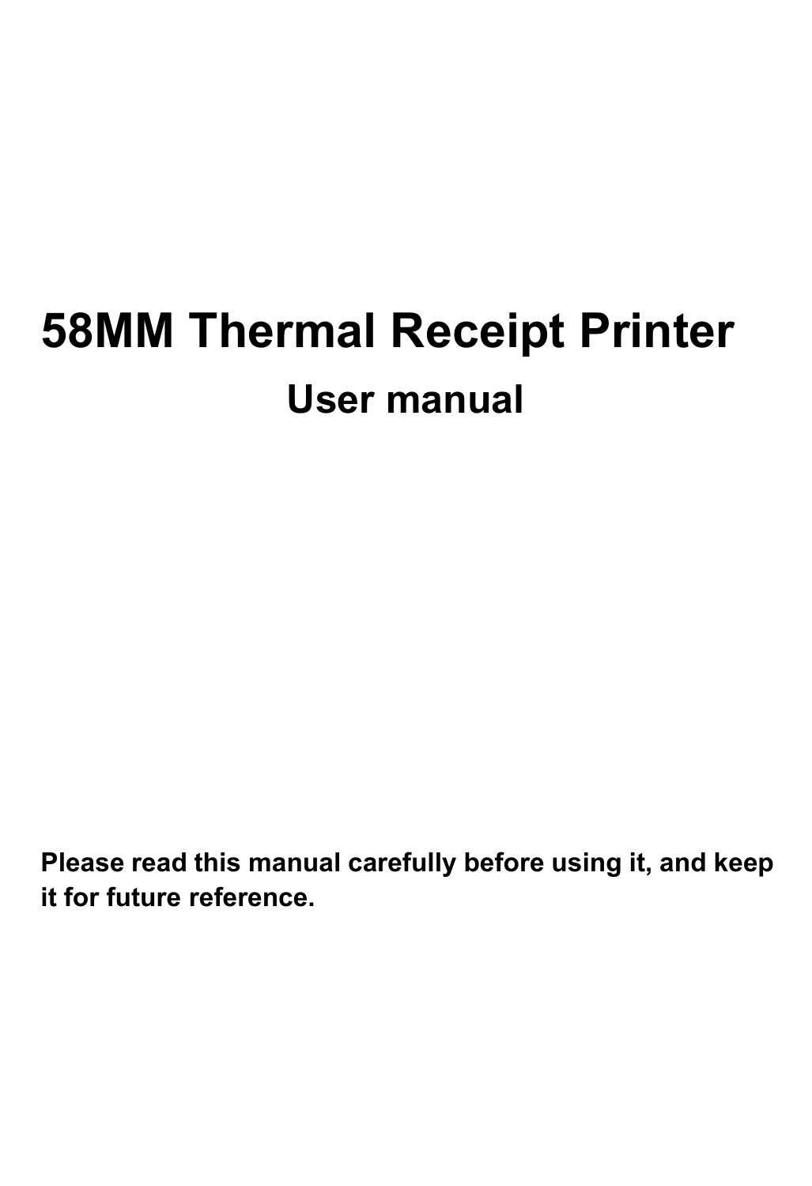# 58MM Thermal Receipt Printer

## User manual

**Please read this manual carefully before using it, and keep it for future reference.**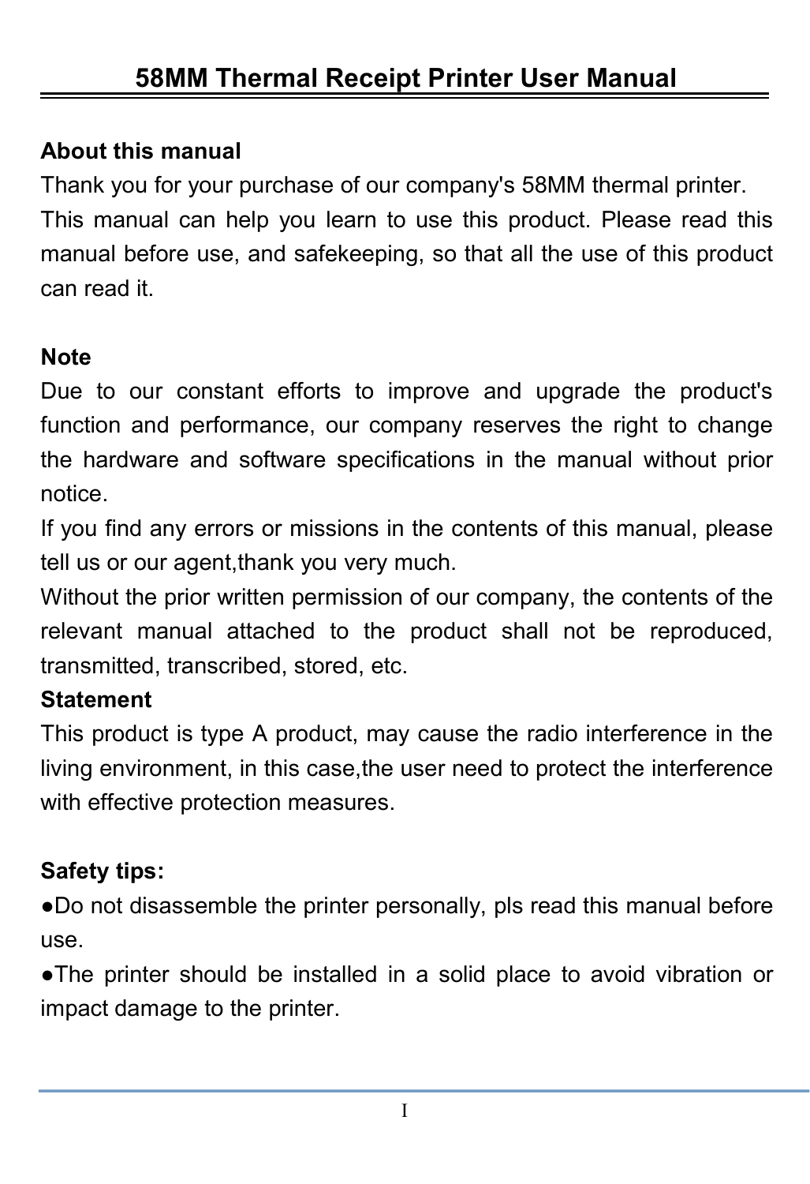# 58MM Thermal Receipt Printer User Manual

**About this manual**

Thank you for your purchase of our company's 58MM thermal printer. This manual can help you learn to use this product. Please read this manual before use, and safekeeping, so that all the use of this product can read it.

**Note**

Due to our constant efforts to improve and upgrade the product's function and performance, our company reserves the right to change the hardware and software specifications in the manual without prior notice.

If you find any errors or missions in the contents of this manual, please tell us or our agent,thank you very much.

Without the prior written permission of our company, the contents of the relevant manual attached to the product shall not be reproduced, transmitted, transcribed, stored, etc.

**Statement**

This product is type A product, may cause the radio interference in the living environment, in this case,the user need to protect the interference with effective protection measures.

**Safety tips:**

●Do not disassemble the printer personally, pls read this manual before use.

●The printer should be installed in a solid place to avoid vibration or impact damage to the printer.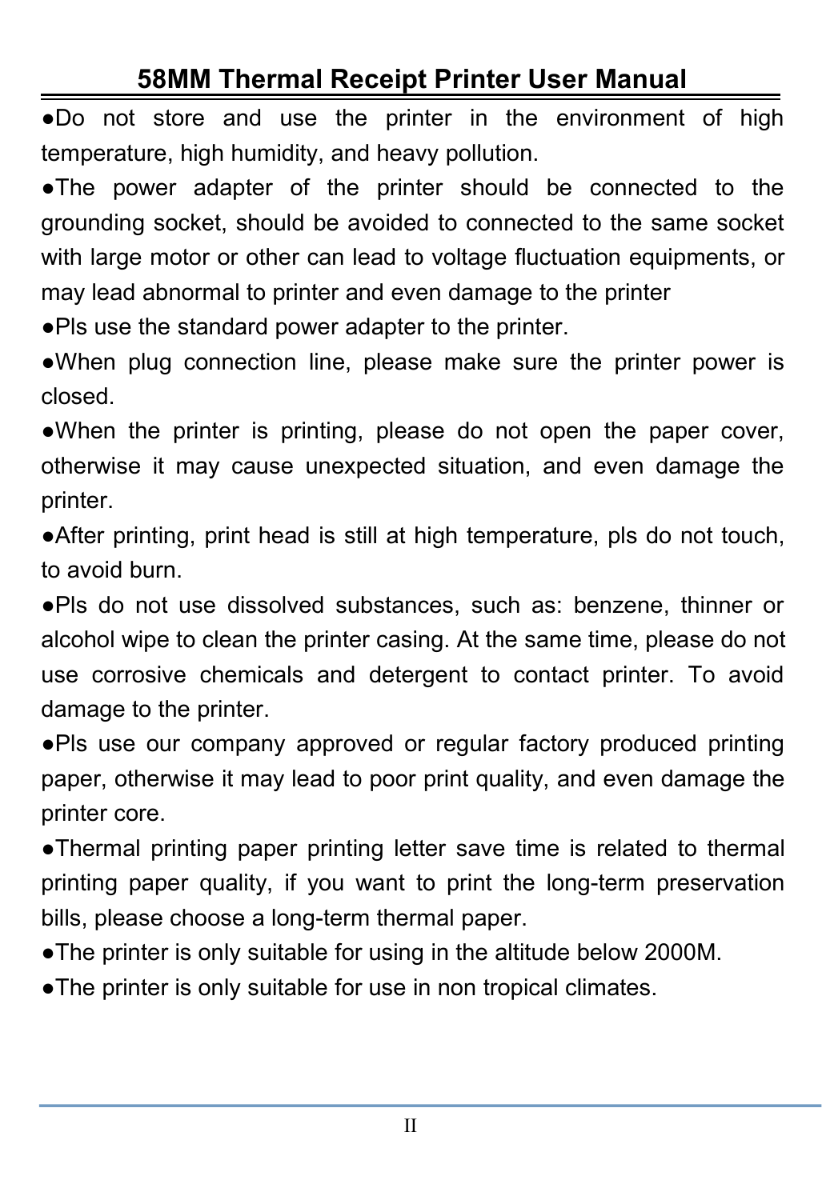●Do not store and use the printer in the environment of high temperature, high humidity, and heavy pollution.

●The power adapter of the printer should be connected to the grounding socket, should be avoided to connected to the same socket with large motor or other can lead to voltage fluctuation equipments, or may lead abnormal to printer and even damage to the printer

●Pls use the standard power adapter to the printer.

●When plug connection line, please make sure the printer power is closed.

●When the printer is printing, please do not open the paper cover, otherwise it may cause unexpected situation, and even damage the printer.

●After printing, print head is still at high temperature, pls do not touch, to avoid burn.

●Pls do not use dissolved substances, such as: benzene, thinner or alcohol wipe to clean the printer casing. At the same time, please do not use corrosive chemicals and detergent to contact printer. To avoid damage to the printer.

●Pls use our company approved or regular factory produced printing paper, otherwise it may lead to poor print quality, and even damage the printer core.

●Thermal printing paper printing letter save time is related to thermal printing paper quality, if you want to print the long-term preservation bills, please choose a long-term thermal paper.

●The printer is only suitable for using in the altitude below 2000M.

●The printer is only suitable for use in non tropical climates.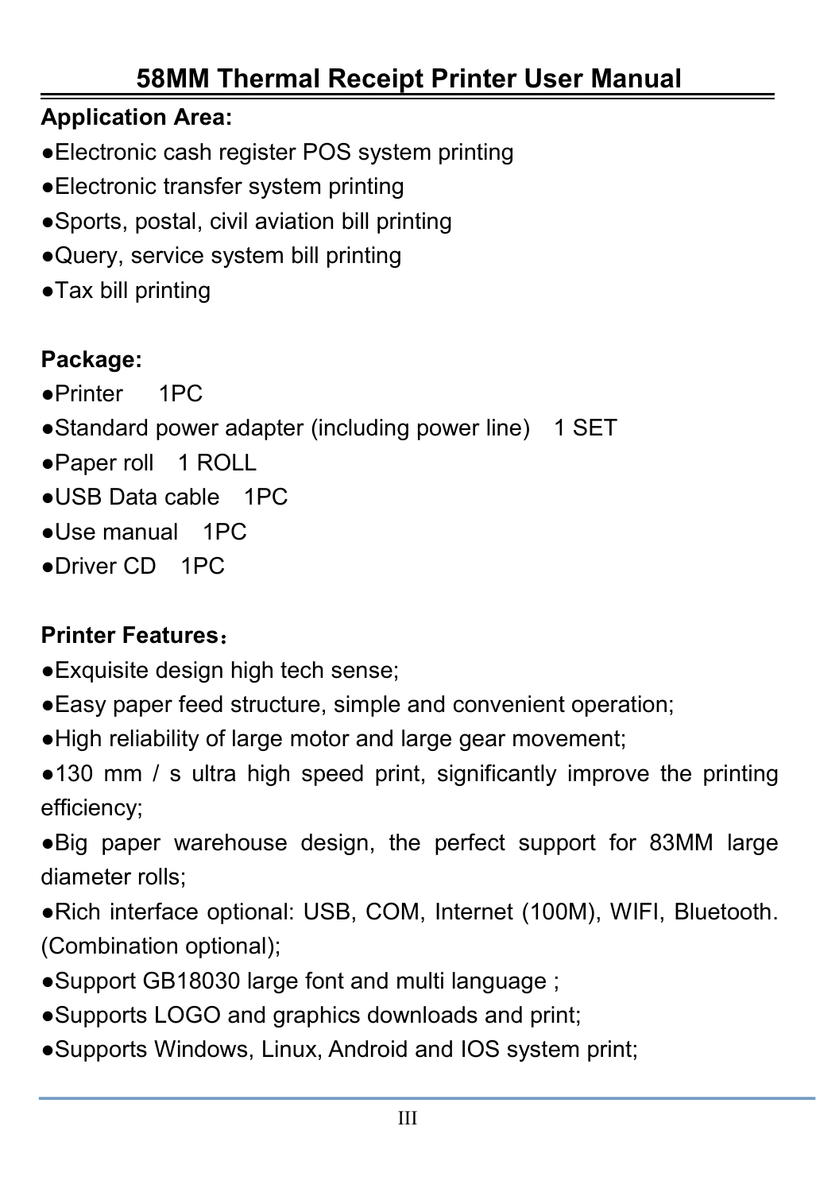# 58MM Thermal Receipt Printer User Manual

**Application Area:**

- ●Electronic cash register POS system printing
- ●Electronic transfer system printing
- ●Sports, postal, civil aviation bill printing
- ●Query, service system bill printing
- ●Tax bill printing

**Package:**

- ●Printer 1PC
- ●Standard power adapter (including power line) 1 SET
- ●Paper roll 1 ROLL
- ●USB Data cable 1PC
- ●Use manual 1PC
- ●Driver CD 1PC

**Printer Features：**

- ●Exquisite design high tech sense;
- ●Easy paper feed structure, simple and convenient operation;
- ●High reliability of large motor and large gear movement;
- ●130 mm / s ultra high speed print, significantly improve the printing efficiency;
- ●Big paper warehouse design, the perfect support for 83MM large diameter rolls;
- ●Rich interface optional: USB, COM, Internet (100M), WIFI, Bluetooth. (Combination optional);
- ●Support GB18030 large font and multi language ;
- ●Supports LOGO and graphics downloads and print;
- ●Supports Windows, Linux, Android and IOS system print;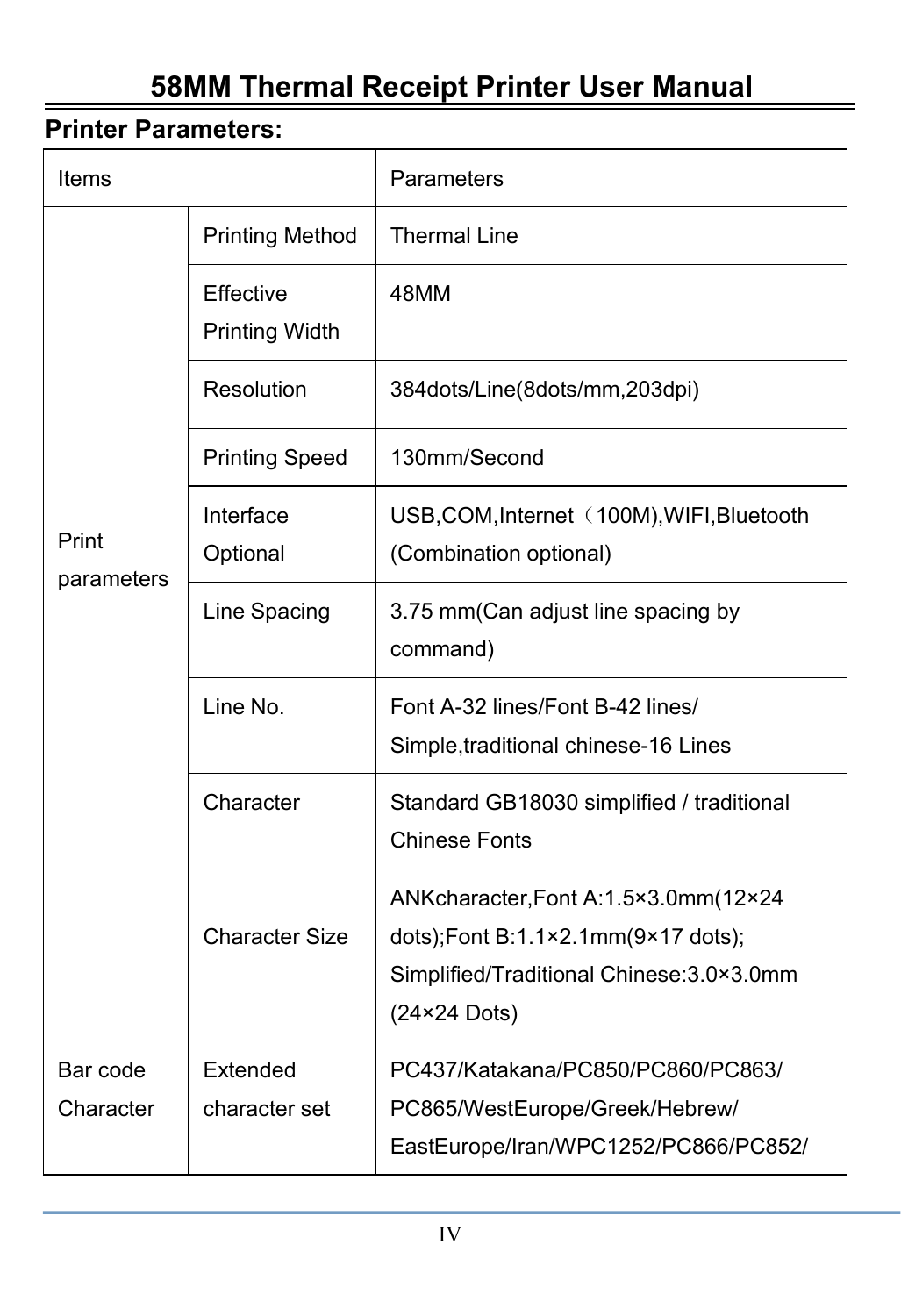# 58MM Thermal Receipt Printer User Manual

**Printer Parameters:**

| Items | | Parameters |
|---|---|---|
| Print parameters | Printing Method | Thermal Line |
| | Effective Printing Width | 48MM |
| | Resolution | 384dots/Line(8dots/mm,203dpi) |
| | Printing Speed | 130mm/Second |
| | Interface Optional | USB,COM,Internet（100M),WIFI,Bluetooth (Combination optional) |
| | Line Spacing | 3.75 mm(Can adjust line spacing by command) |
| | Line No. | Font A-32 lines/Font B-42 lines/ Simple,traditional chinese-16 Lines |
| | Character | Standard GB18030 simplified / traditional Chinese Fonts |
| | Character Size | ANKcharacter,Font A:1.5×3.0mm(12×24 dots);Font B:1.1×2.1mm(9×17 dots); Simplified/Traditional Chinese:3.0×3.0mm (24×24 Dots) |
| Bar code Character | Extended character set | PC437/Katakana/PC850/PC860/PC863/ PC865/WestEurope/Greek/Hebrew/ EastEurope/Iran/WPC1252/PC866/PC852/ |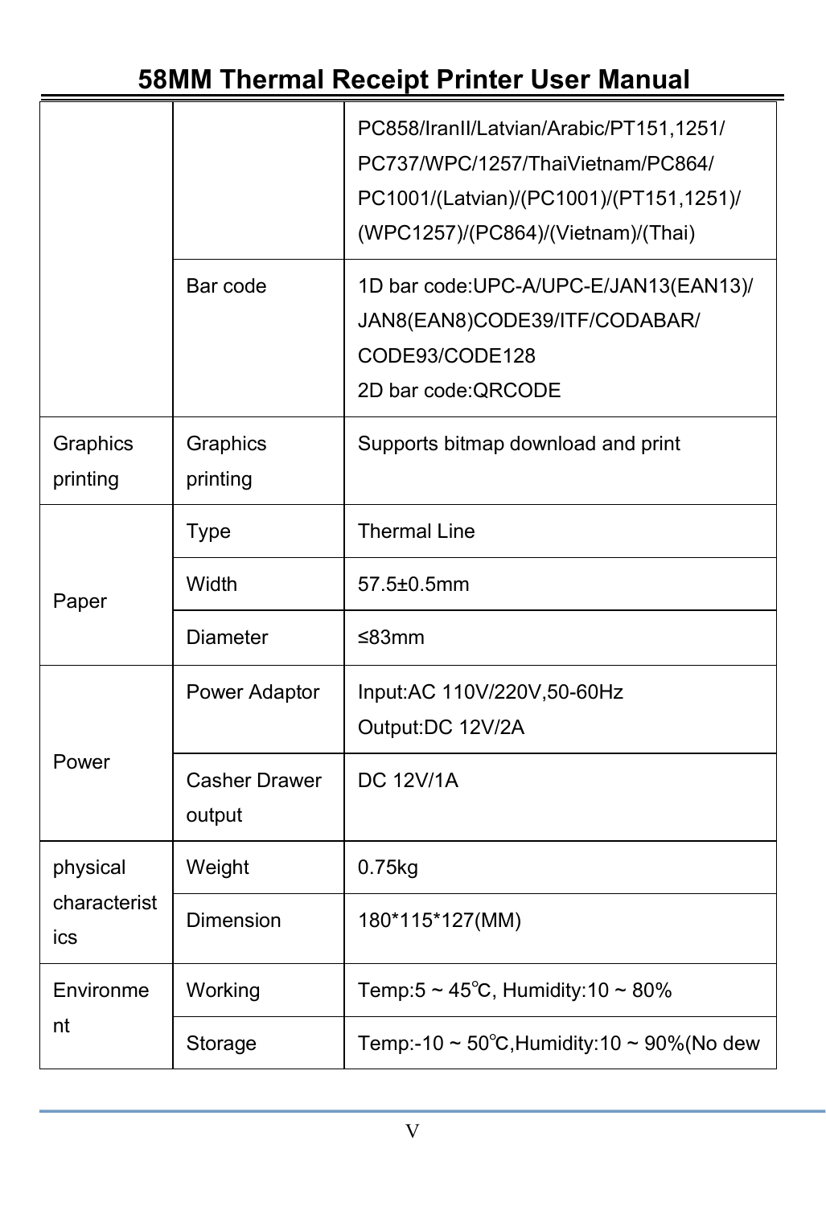| | | |
|---|---|---|
| | | PC858/IranII/Latvian/Arabic/PT151,1251/ PC737/WPC/1257/ThaiVietnam/PC864/ PC1001/(Latvian)/(PC1001)/(PT151,1251)/ (WPC1257)/(PC864)/(Vietnam)/(Thai) |
| | Bar code | 1D bar code:UPC-A/UPC-E/JAN13(EAN13)/ JAN8(EAN8)CODE39/ITF/CODABAR/ CODE93/CODE128<br>2D bar code:QRCODE |
| Graphics printing | Graphics printing | Supports bitmap download and print |
| Paper | Type | Thermal Line |
| | Width | 57.5±0.5mm |
| | Diameter | ≤83mm |
| Power | Power Adaptor | Input:AC 110V/220V,50-60Hz<br>Output:DC 12V/2A |
| | Casher Drawer output | DC 12V/1A |
| physical characteristics | Weight | 0.75kg |
| | Dimension | 180*115*127(MM) |
| Environment | Working | Temp:5 ~ 45℃, Humidity:10 ~ 80% |
| | Storage | Temp:-10 ~ 50℃,Humidity:10 ~ 90%(No dew |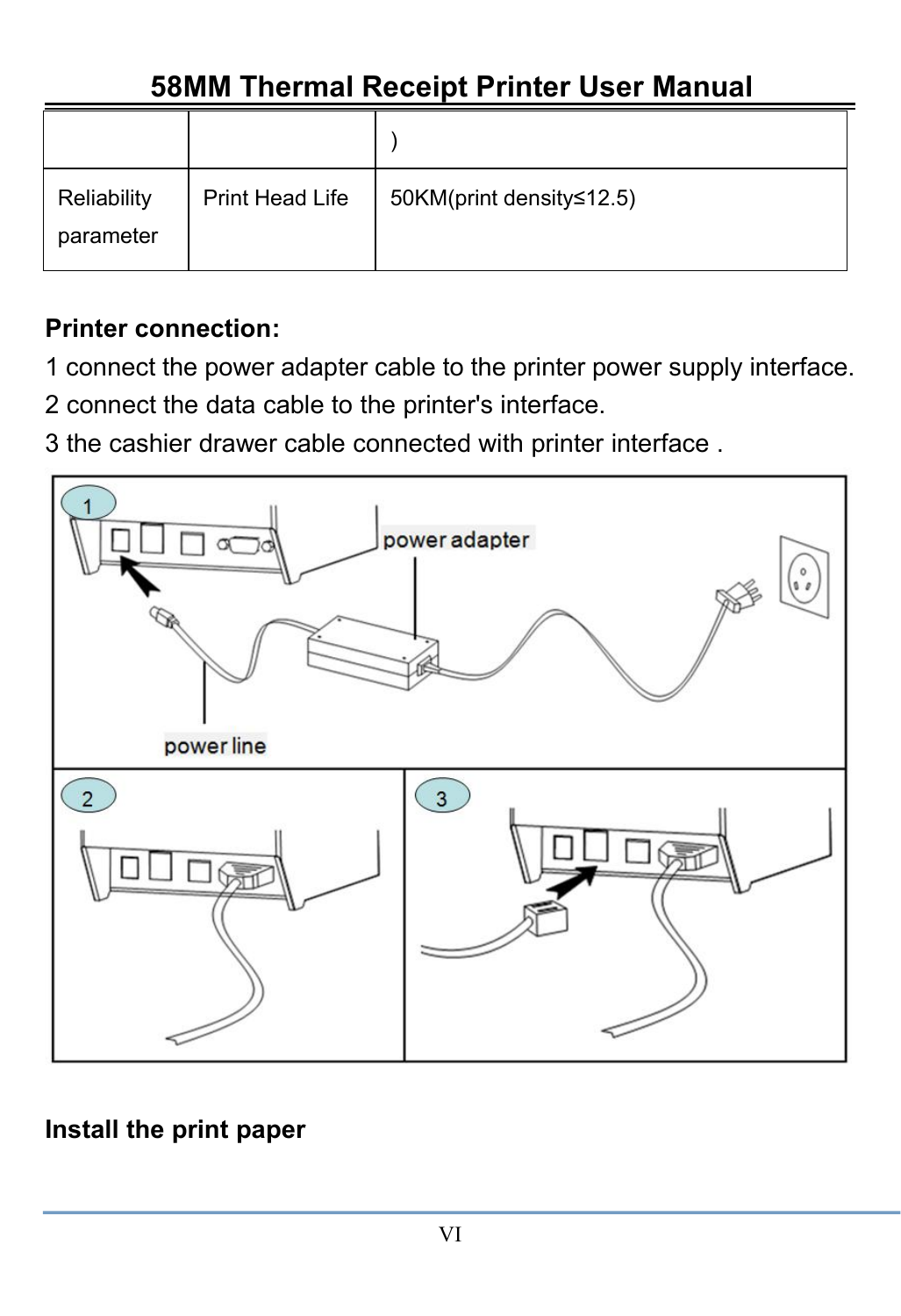|  |  | ) |
|---|---|---|
| Reliability parameter | Print Head Life | 50KM(print density≤12.5) |

**Printer connection:**

1 connect the power adapter cable to the printer power supply interface.
2 connect the data cable to the printer's interface.
3 the cashier drawer cable connected with printer interface .

**Install the print paper**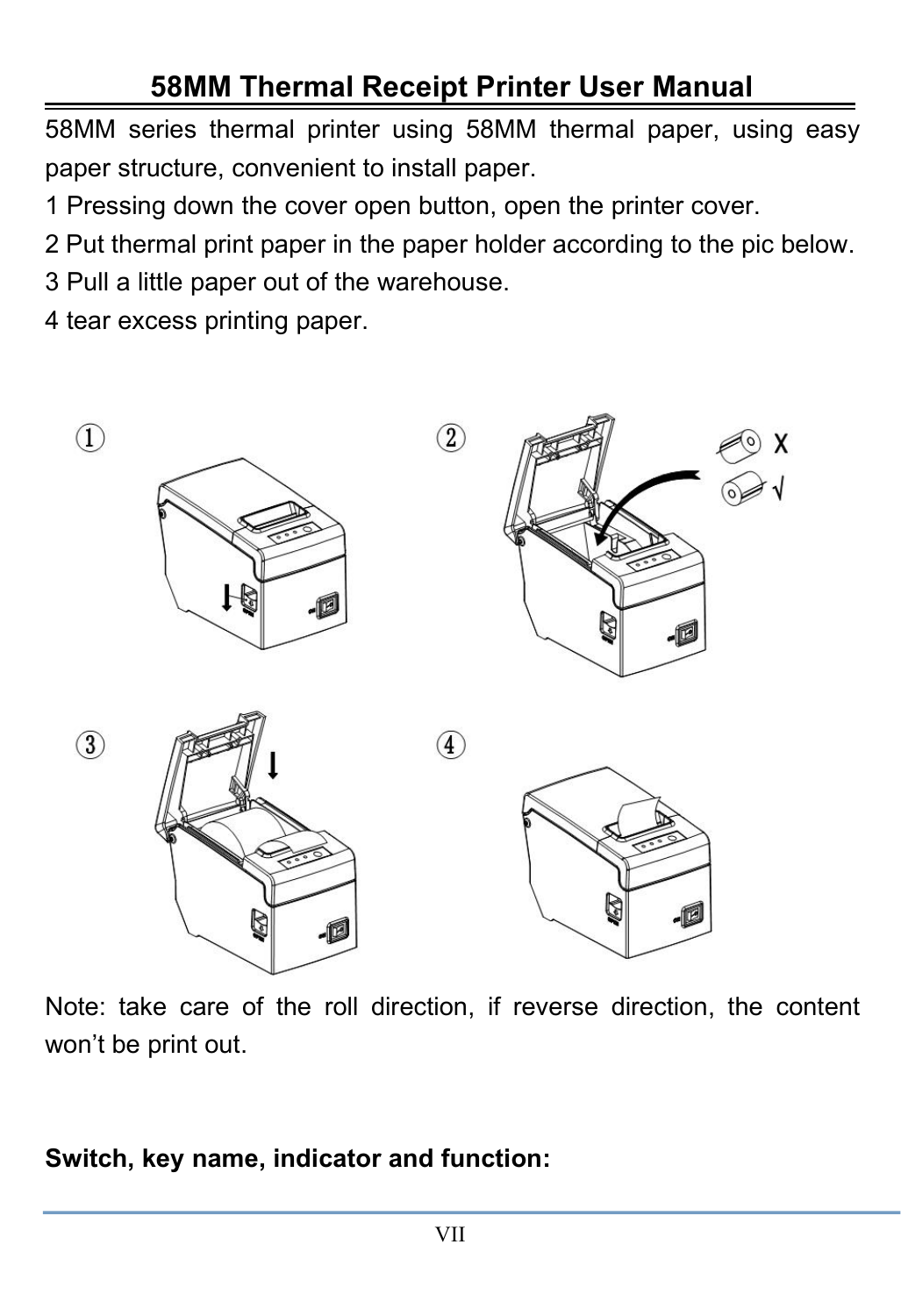# 58MM Thermal Receipt Printer User Manual

58MM series thermal printer using 58MM thermal paper, using easy paper structure, convenient to install paper.

1 Pressing down the cover open button, open the printer cover.

2 Put thermal print paper in the paper holder according to the pic below.

3 Pull a little paper out of the warehouse.

4 tear excess printing paper.

Note: take care of the roll direction, if reverse direction, the content won't be print out.

**Switch, key name, indicator and function:**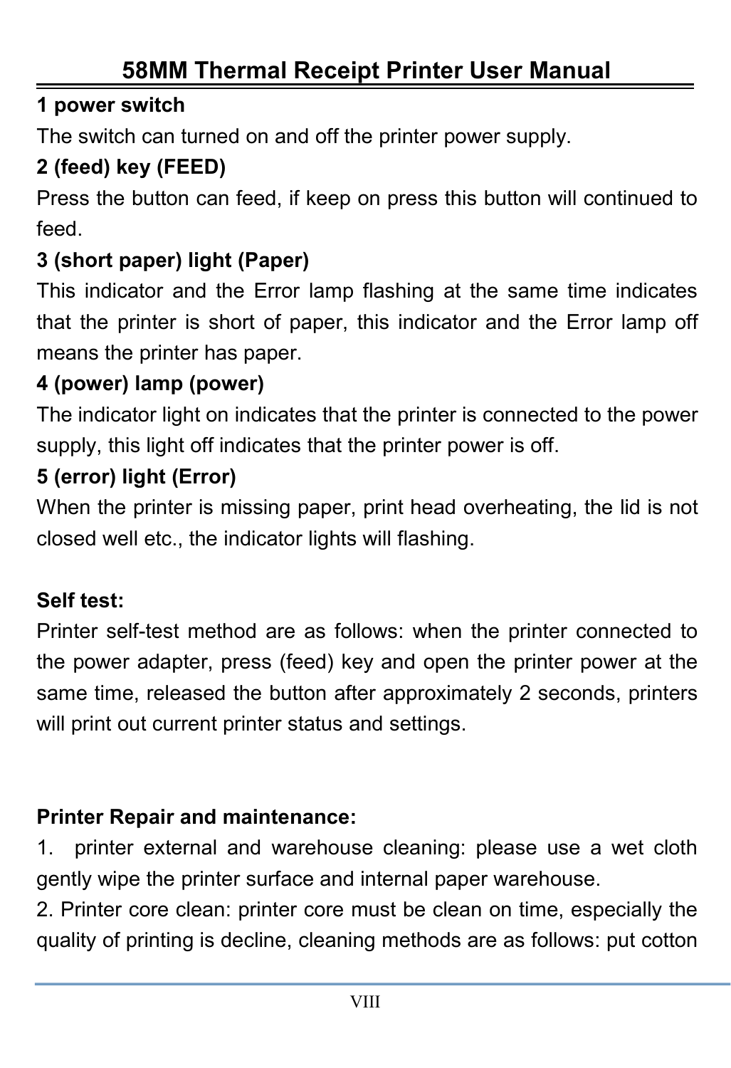**1 power switch**

The switch can turned on and off the printer power supply.

**2 (feed) key (FEED)**

Press the button can feed, if keep on press this button will continued to feed.

**3 (short paper) light (Paper)**

This indicator and the Error lamp flashing at the same time indicates that the printer is short of paper, this indicator and the Error lamp off means the printer has paper.

**4 (power) lamp (power)**

The indicator light on indicates that the printer is connected to the power supply, this light off indicates that the printer power is off.

**5 (error) light (Error)**

When the printer is missing paper, print head overheating, the lid is not closed well etc., the indicator lights will flashing.

**Self test:**

Printer self-test method are as follows: when the printer connected to the power adapter, press (feed) key and open the printer power at the same time, released the button after approximately 2 seconds, printers will print out current printer status and settings.

**Printer Repair and maintenance:**

1. printer external and warehouse cleaning: please use a wet cloth gently wipe the printer surface and internal paper warehouse.

2. Printer core clean: printer core must be clean on time, especially the quality of printing is decline, cleaning methods are as follows: put cotton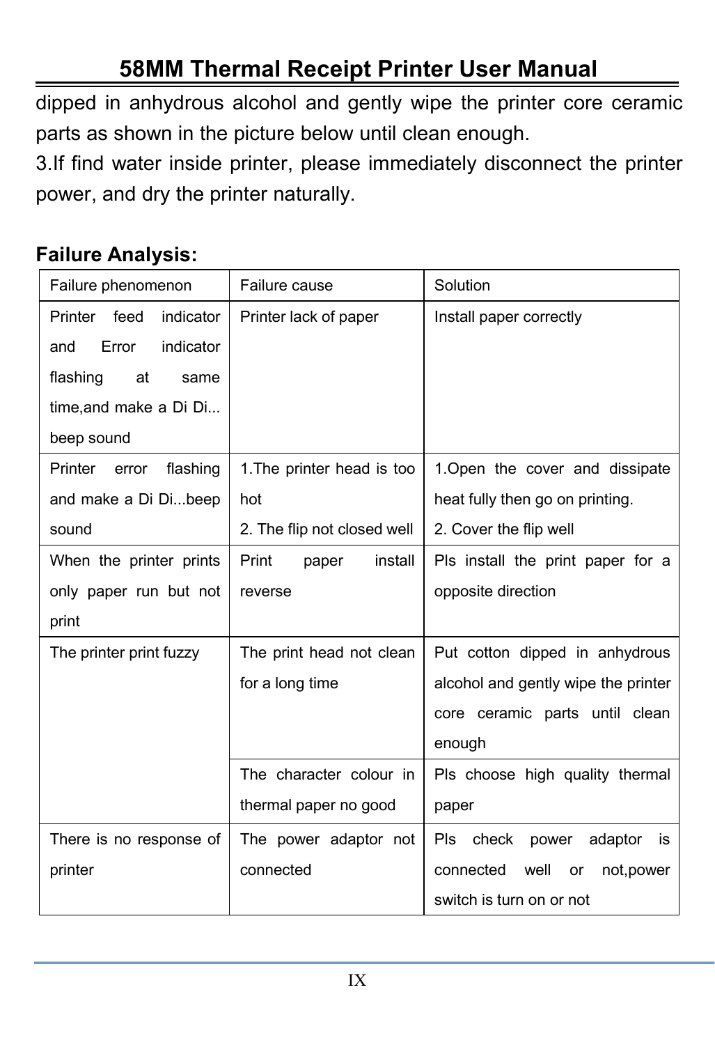dipped in anhydrous alcohol and gently wipe the printer core ceramic parts as shown in the picture below until clean enough.

3.If find water inside printer, please immediately disconnect the printer power, and dry the printer naturally.

**Failure Analysis:**

| Failure phenomenon | Failure cause | Solution |
| --- | --- | --- |
| Printer feed indicator and Error indicator flashing at same time,and make a Di Di... beep sound | Printer lack of paper | Install paper correctly |
| Printer error flashing and make a Di Di...beep sound | 1.The printer head is too hot<br>2. The flip not closed well | 1.Open the cover and dissipate heat fully then go on printing.<br>2. Cover the flip well |
| When the printer prints only paper run but not print | Print paper install reverse | Pls install the print paper for a opposite direction |
| The printer print fuzzy | The print head not clean for a long time | Put cotton dipped in anhydrous alcohol and gently wipe the printer core ceramic parts until clean enough |
| | The character colour in thermal paper no good | Pls choose high quality thermal paper |
| There is no response of printer | The power adaptor not connected | Pls check power adaptor is connected well or not,power switch is turn on or not |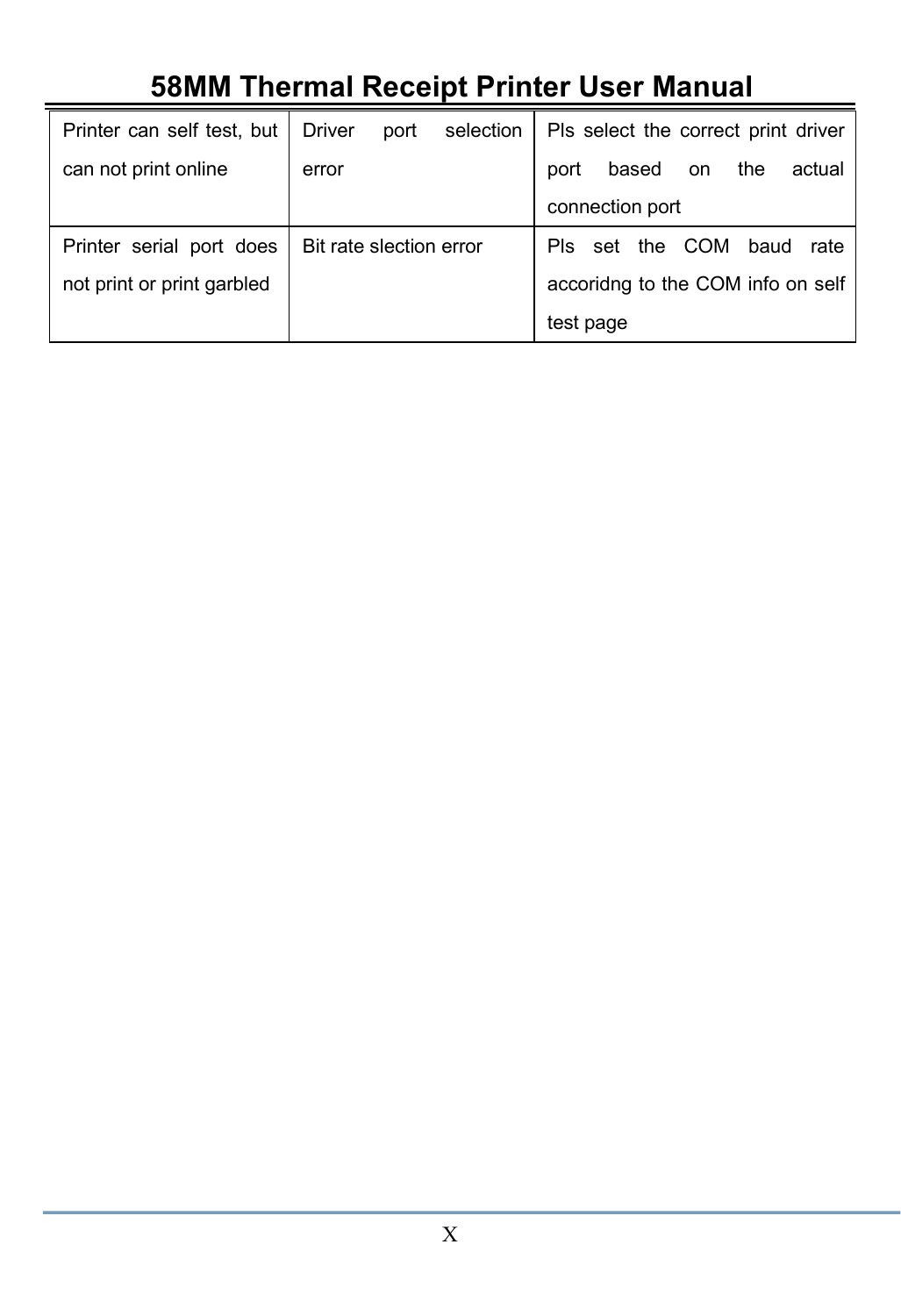| | | |
|---|---|---|
| Printer can self test, but can not print online | Driver port selection error | Pls select the correct print driver port based on the actual connection port |
| Printer serial port does not print or print garbled | Bit rate slection error | Pls set the COM baud rate accoridng to the COM info on self test page |